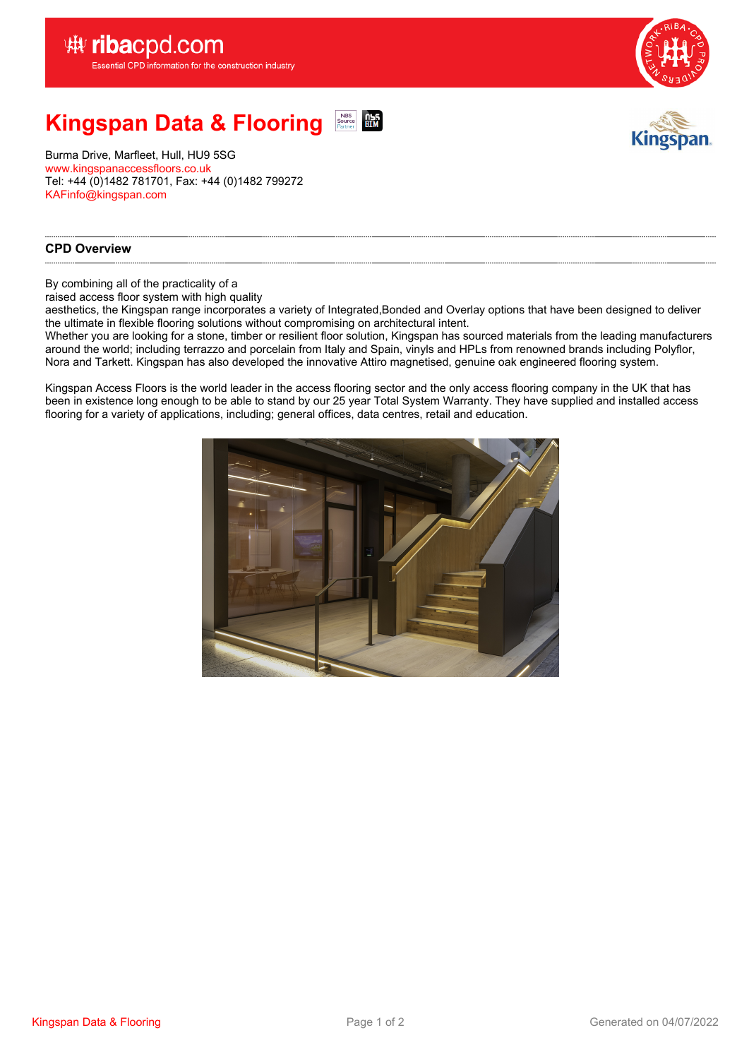# Kingspan Data & Flooring

Burma Drive, Marfleet, Hull, HU9 5SG
www.kingspanaccessfloors.co.uk
Tel: +44 (0)1482 781701, Fax: +44 (0)1482 799272
KAFinfo@kingspan.com

## CPD Overview

By combining all of the practicality of a raised access floor system with high quality aesthetics, the Kingspan range incorporates a variety of Integrated,Bonded and Overlay options that have been designed to deliver the ultimate in flexible flooring solutions without compromising on architectural intent.
Whether you are looking for a stone, timber or resilient floor solution, Kingspan has sourced materials from the leading manufacturers around the world; including terrazzo and porcelain from Italy and Spain, vinyls and HPLs from renowned brands including Polyflor, Nora and Tarkett. Kingspan has also developed the innovative Attiro magnetised, genuine oak engineered flooring system.

Kingspan Access Floors is the world leader in the access flooring sector and the only access flooring company in the UK that has been in existence long enough to be able to stand by our 25 year Total System Warranty. They have supplied and installed access flooring for a variety of applications, including; general offices, data centres, retail and education.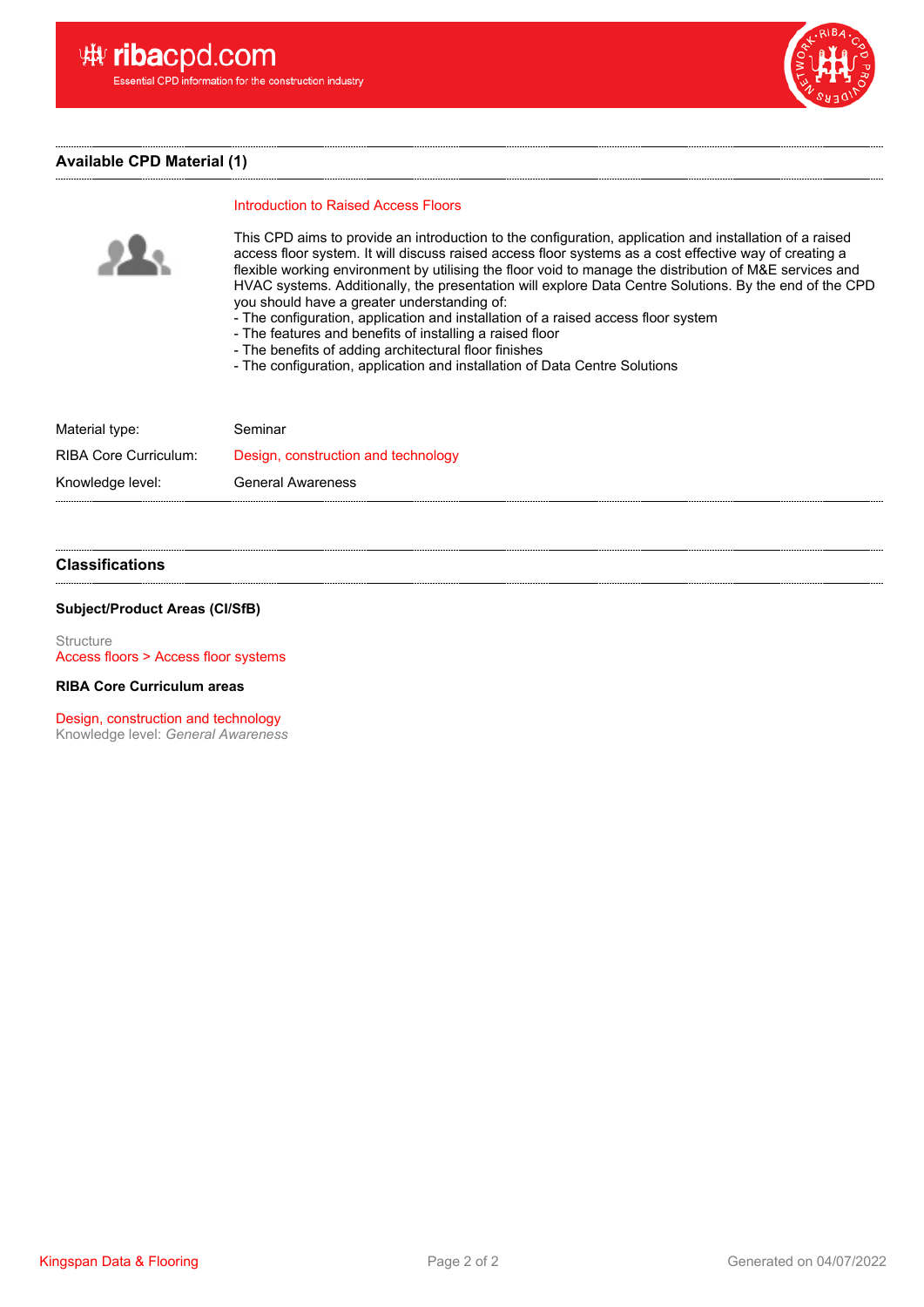## Available CPD Material (1)

### Introduction to Raised Access Floors

This CPD aims to provide an introduction to the configuration, application and installation of a raised access floor system. It will discuss raised access floor systems as a cost effective way of creating a flexible working environment by utilising the floor void to manage the distribution of M&E services and HVAC systems. Additionally, the presentation will explore Data Centre Solutions. By the end of the CPD you should have a greater understanding of:

- The configuration, application and installation of a raised access floor system
- The features and benefits of installing a raised floor
- The benefits of adding architectural floor finishes
- The configuration, application and installation of Data Centre Solutions

| | |
|---|---|
| Material type: | Seminar |
| RIBA Core Curriculum: | Design, construction and technology |
| Knowledge level: | General Awareness |

## Classifications

### Subject/Product Areas (CI/SfB)

Structure
Access floors > Access floor systems

### RIBA Core Curriculum areas

Design, construction and technology
Knowledge level: *General Awareness*